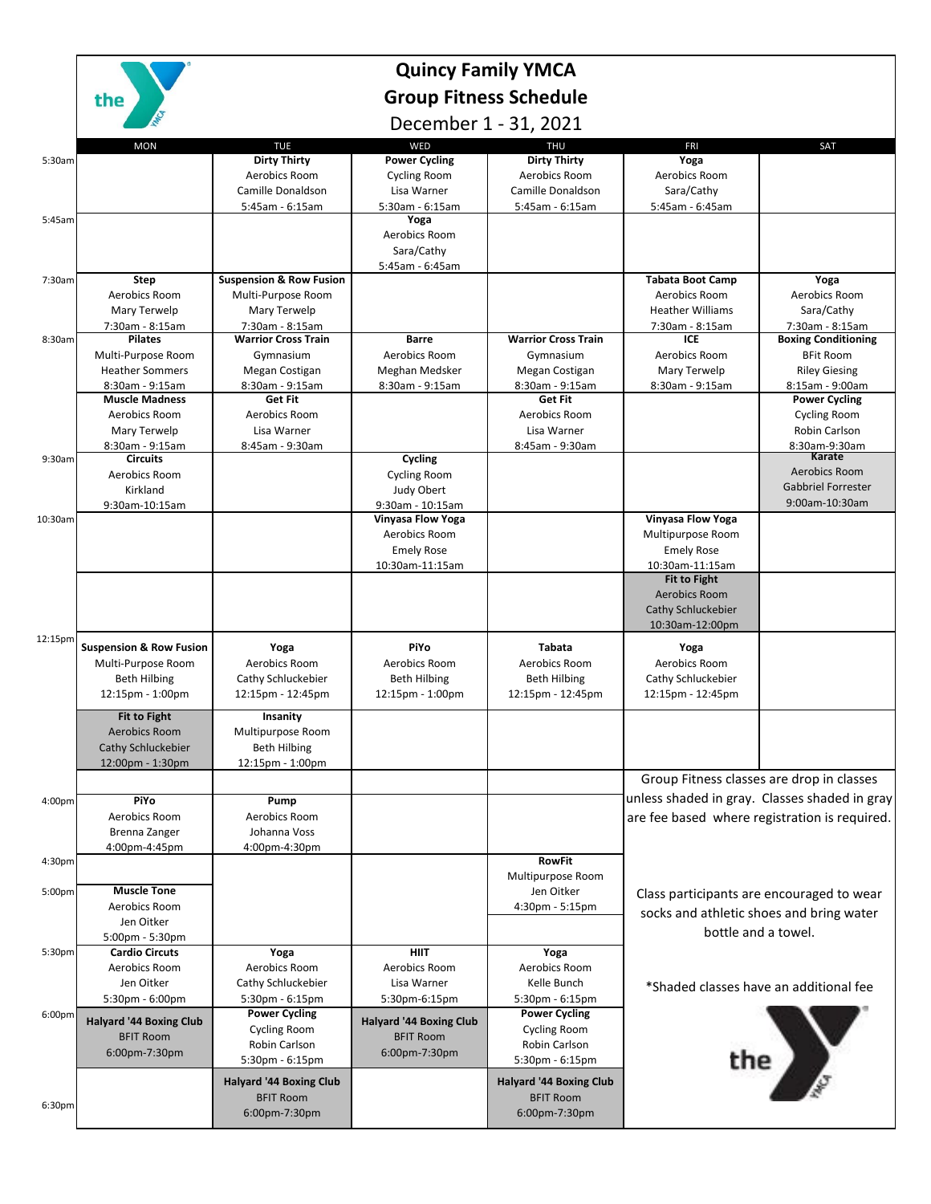# Quincy Family YMCA

## Group Fitness Schedule

December 1 - 31, 2021

| | MON | TUE | WED | THU | FRI | SAT |
|---|---|---|---|---|---|---|
| 5:30am | | **Dirty Thirty**<br>Aerobics Room<br>Camille Donaldson<br>5:45am - 6:15am | **Power Cycling**<br>Cycling Room<br>Lisa Warner<br>5:30am - 6:15am | **Dirty Thirty**<br>Aerobics Room<br>Camille Donaldson<br>5:45am - 6:15am | **Yoga**<br>Aerobics Room<br>Sara/Cathy<br>5:45am - 6:45am | |
| 5:45am | | | **Yoga**<br>Aerobics Room<br>Sara/Cathy<br>5:45am - 6:45am | | | |
| 7:30am | **Step**<br>Aerobics Room<br>Mary Terwelp<br>7:30am - 8:15am | **Suspension & Row Fusion**<br>Multi-Purpose Room<br>Mary Terwelp<br>7:30am - 8:15am | | | **Tabata Boot Camp**<br>Aerobics Room<br>Heather Williams<br>7:30am - 8:15am | **Yoga**<br>Aerobics Room<br>Sara/Cathy<br>7:30am - 8:15am |
| 8:30am | **Pilates**<br>Multi-Purpose Room<br>Heather Sommers<br>8:30am - 9:15am | **Warrior Cross Train**<br>Gymnasium<br>Megan Costigan<br>8:30am - 9:15am | **Barre**<br>Aerobics Room<br>Meghan Medsker<br>8:30am - 9:15am | **Warrior Cross Train**<br>Gymnasium<br>Megan Costigan<br>8:30am - 9:15am | **ICE**<br>Aerobics Room<br>Mary Terwelp<br>8:30am - 9:15am | **Boxing Conditioning**<br>BFit Room<br>Riley Giesing<br>8:15am - 9:00am |
| | **Muscle Madness**<br>Aerobics Room<br>Mary Terwelp<br>8:30am - 9:15am | **Get Fit**<br>Aerobics Room<br>Lisa Warner<br>8:45am - 9:30am | | **Get Fit**<br>Aerobics Room<br>Lisa Warner<br>8:45am - 9:30am | | **Power Cycling**<br>Cycling Room<br>Robin Carlson<br>8:30am-9:30am |
| 9:30am | **Circuits**<br>Aerobics Room<br>Kirkland<br>9:30am-10:15am | | **Cycling**<br>Cycling Room<br>Judy Obert<br>9:30am - 10:15am | | | **Karate**<br>Aerobics Room<br>Gabbriel Forrester<br>9:00am-10:30am |
| 10:30am | | | **Vinyasa Flow Yoga**<br>Aerobics Room<br>Emely Rose<br>10:30am-11:15am | | **Vinyasa Flow Yoga**<br>Multipurpose Room<br>Emely Rose<br>10:30am-11:15am | |
| | | | | | **Fit to Fight**<br>Aerobics Room<br>Cathy Schluckebier<br>10:30am-12:00pm | |
| 12:15pm | **Suspension & Row Fusion**<br>Multi-Purpose Room<br>Beth Hilbing<br>12:15pm - 1:00pm | **Yoga**<br>Aerobics Room<br>Cathy Schluckebier<br>12:15pm - 12:45pm | **PiYo**<br>Aerobics Room<br>Beth Hilbing<br>12:15pm - 1:00pm | **Tabata**<br>Aerobics Room<br>Beth Hilbing<br>12:15pm - 12:45pm | **Yoga**<br>Aerobics Room<br>Cathy Schluckebier<br>12:15pm - 12:45pm | |
| | **Fit to Fight**<br>Aerobics Room<br>Cathy Schluckebier<br>12:00pm - 1:30pm | **Insanity**<br>Multipurpose Room<br>Beth Hilbing<br>12:15pm - 1:00pm | | | | |
| 4:00pm | **PiYo**<br>Aerobics Room<br>Brenna Zanger<br>4:00pm-4:45pm | **Pump**<br>Aerobics Room<br>Johanna Voss<br>4:00pm-4:30pm | | | | |
| 4:30pm | | | | **RowFit**<br>Multipurpose Room<br>Jen Oitker<br>4:30pm - 5:15pm | | |
| 5:00pm | **Muscle Tone**<br>Aerobics Room<br>Jen Oitker<br>5:00pm - 5:30pm | | | | | |
| 5:30pm | **Cardio Circuts**<br>Aerobics Room<br>Jen Oitker<br>5:30pm - 6:00pm | **Yoga**<br>Aerobics Room<br>Cathy Schluckebier<br>5:30pm - 6:15pm | **HIIT**<br>Aerobics Room<br>Lisa Warner<br>5:30pm-6:15pm | **Yoga**<br>Aerobics Room<br>Kelle Bunch<br>5:30pm - 6:15pm | | |
| 6:00pm | **Halyard '44 Boxing Club**<br>BFIT Room<br>6:00pm-7:30pm | **Power Cycling**<br>Cycling Room<br>Robin Carlson<br>5:30pm - 6:15pm | **Halyard '44 Boxing Club**<br>BFIT Room<br>6:00pm-7:30pm | **Power Cycling**<br>Cycling Room<br>Robin Carlson<br>5:30pm - 6:15pm | | |
| 6:30pm | | **Halyard '44 Boxing Club**<br>BFIT Room<br>6:00pm-7:30pm | | **Halyard '44 Boxing Club**<br>BFIT Room<br>6:00pm-7:30pm | | |

Group Fitness classes are drop in classes unless shaded in gray. Classes shaded in gray are fee based where registration is required.

Class participants are encouraged to wear socks and athletic shoes and bring water bottle and a towel.

*Shaded classes have an additional fee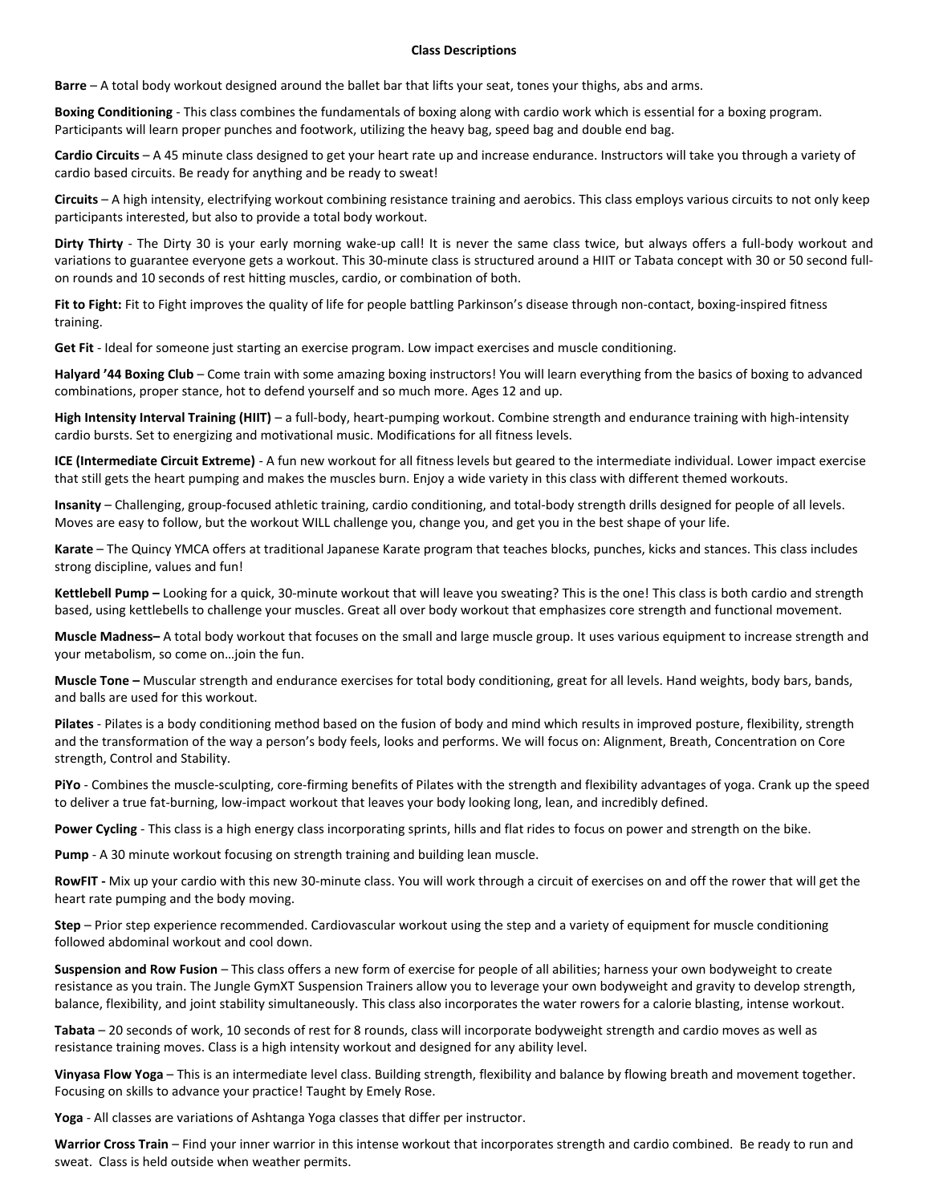**Class Descriptions**

**Barre** – A total body workout designed around the ballet bar that lifts your seat, tones your thighs, abs and arms.

**Boxing Conditioning** - This class combines the fundamentals of boxing along with cardio work which is essential for a boxing program. Participants will learn proper punches and footwork, utilizing the heavy bag, speed bag and double end bag.

**Cardio Circuits** – A 45 minute class designed to get your heart rate up and increase endurance. Instructors will take you through a variety of cardio based circuits. Be ready for anything and be ready to sweat!

**Circuits** – A high intensity, electrifying workout combining resistance training and aerobics. This class employs various circuits to not only keep participants interested, but also to provide a total body workout.

**Dirty Thirty** - The Dirty 30 is your early morning wake-up call! It is never the same class twice, but always offers a full-body workout and variations to guarantee everyone gets a workout. This 30-minute class is structured around a HIIT or Tabata concept with 30 or 50 second full-on rounds and 10 seconds of rest hitting muscles, cardio, or combination of both.

**Fit to Fight:** Fit to Fight improves the quality of life for people battling Parkinson's disease through non-contact, boxing-inspired fitness training.

**Get Fit** - Ideal for someone just starting an exercise program. Low impact exercises and muscle conditioning.

**Halyard '44 Boxing Club** – Come train with some amazing boxing instructors! You will learn everything from the basics of boxing to advanced combinations, proper stance, hot to defend yourself and so much more. Ages 12 and up.

**High Intensity Interval Training (HIIT)** – a full-body, heart-pumping workout. Combine strength and endurance training with high-intensity cardio bursts. Set to energizing and motivational music. Modifications for all fitness levels.

**ICE (Intermediate Circuit Extreme)** - A fun new workout for all fitness levels but geared to the intermediate individual. Lower impact exercise that still gets the heart pumping and makes the muscles burn. Enjoy a wide variety in this class with different themed workouts.

**Insanity** – Challenging, group-focused athletic training, cardio conditioning, and total-body strength drills designed for people of all levels. Moves are easy to follow, but the workout WILL challenge you, change you, and get you in the best shape of your life.

**Karate** – The Quincy YMCA offers at traditional Japanese Karate program that teaches blocks, punches, kicks and stances. This class includes strong discipline, values and fun!

**Kettlebell Pump –** Looking for a quick, 30-minute workout that will leave you sweating? This is the one! This class is both cardio and strength based, using kettlebells to challenge your muscles. Great all over body workout that emphasizes core strength and functional movement.

**Muscle Madness–** A total body workout that focuses on the small and large muscle group. It uses various equipment to increase strength and your metabolism, so come on…join the fun.

**Muscle Tone –** Muscular strength and endurance exercises for total body conditioning, great for all levels. Hand weights, body bars, bands, and balls are used for this workout.

**Pilates** - Pilates is a body conditioning method based on the fusion of body and mind which results in improved posture, flexibility, strength and the transformation of the way a person's body feels, looks and performs. We will focus on: Alignment, Breath, Concentration on Core strength, Control and Stability.

**PiYo** - Combines the muscle-sculpting, core-firming benefits of Pilates with the strength and flexibility advantages of yoga. Crank up the speed to deliver a true fat-burning, low-impact workout that leaves your body looking long, lean, and incredibly defined.

**Power Cycling** - This class is a high energy class incorporating sprints, hills and flat rides to focus on power and strength on the bike.

**Pump** - A 30 minute workout focusing on strength training and building lean muscle.

**RowFIT -** Mix up your cardio with this new 30-minute class. You will work through a circuit of exercises on and off the rower that will get the heart rate pumping and the body moving.

**Step** – Prior step experience recommended. Cardiovascular workout using the step and a variety of equipment for muscle conditioning followed abdominal workout and cool down.

**Suspension and Row Fusion** – This class offers a new form of exercise for people of all abilities; harness your own bodyweight to create resistance as you train. The Jungle GymXT Suspension Trainers allow you to leverage your own bodyweight and gravity to develop strength, balance, flexibility, and joint stability simultaneously. This class also incorporates the water rowers for a calorie blasting, intense workout.

**Tabata** – 20 seconds of work, 10 seconds of rest for 8 rounds, class will incorporate bodyweight strength and cardio moves as well as resistance training moves. Class is a high intensity workout and designed for any ability level.

**Vinyasa Flow Yoga** – This is an intermediate level class. Building strength, flexibility and balance by flowing breath and movement together. Focusing on skills to advance your practice! Taught by Emely Rose.

**Yoga** - All classes are variations of Ashtanga Yoga classes that differ per instructor.

**Warrior Cross Train** – Find your inner warrior in this intense workout that incorporates strength and cardio combined. Be ready to run and sweat. Class is held outside when weather permits.